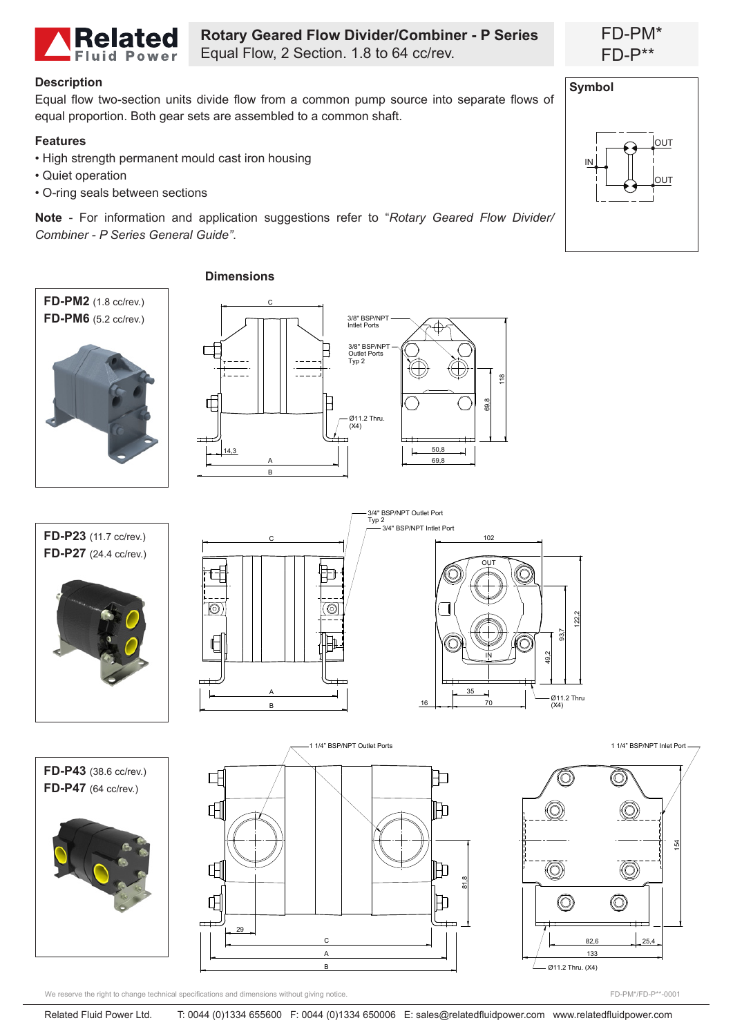# Rotary Geared Flow Divider/Combiner - P Series

Equal Flow, 2 Section. 1.8 to 64 cc/rev.

FD-PM*
FD-P**

## Description

Equal flow two-section units divide flow from a common pump source into separate flows of equal proportion. Both gear sets are assembled to a common shaft.

## Features

- High strength permanent mould cast iron housing
- Quiet operation
- O-ring seals between sections

**Note** - For information and application suggestions refer to "*Rotary Geared Flow Divider/ Combiner - P Series General Guide*".

## Symbol

IN
OUT
OUT

## Dimensions

**FD-PM2** (1.8 cc/rev.)
**FD-PM6** (5.2 cc/rev.)

C
3/8" BSP/NPT Intlet Ports
3/8" BSP/NPT Outlet Ports Typ 2
Ø11.2 Thru. (X4)
14,3
A
B
50,8
69,8
69,8
118

**FD-P23** (11.7 cc/rev.)
**FD-P27** (24.4 cc/rev.)

3/4" BSP/NPT Outlet Port Typ 2
3/4" BSP/NPT Intlet Port
C
102
OUT
IN
A
B
16
35
70
49,2
93,7
122,2
Ø11.2 Thru (X4)

**FD-P43** (38.6 cc/rev.)
**FD-P47** (64 cc/rev.)

1 1/4" BSP/NPT Outlet Ports
1 1/4" BSP/NPT Inlet Port
29
C
A
B
81,8
154
82,6
25,4
133
Ø11.2 Thru. (X4)

We reserve the right to change technical specifications and dimensions without giving notice.

FD-PM*/FD-P**-0001

Related Fluid Power Ltd. T: 0044 (0)1334 655600 F: 0044 (0)1334 650006 E: sales@relatedfluidpower.com www.relatedfluidpower.com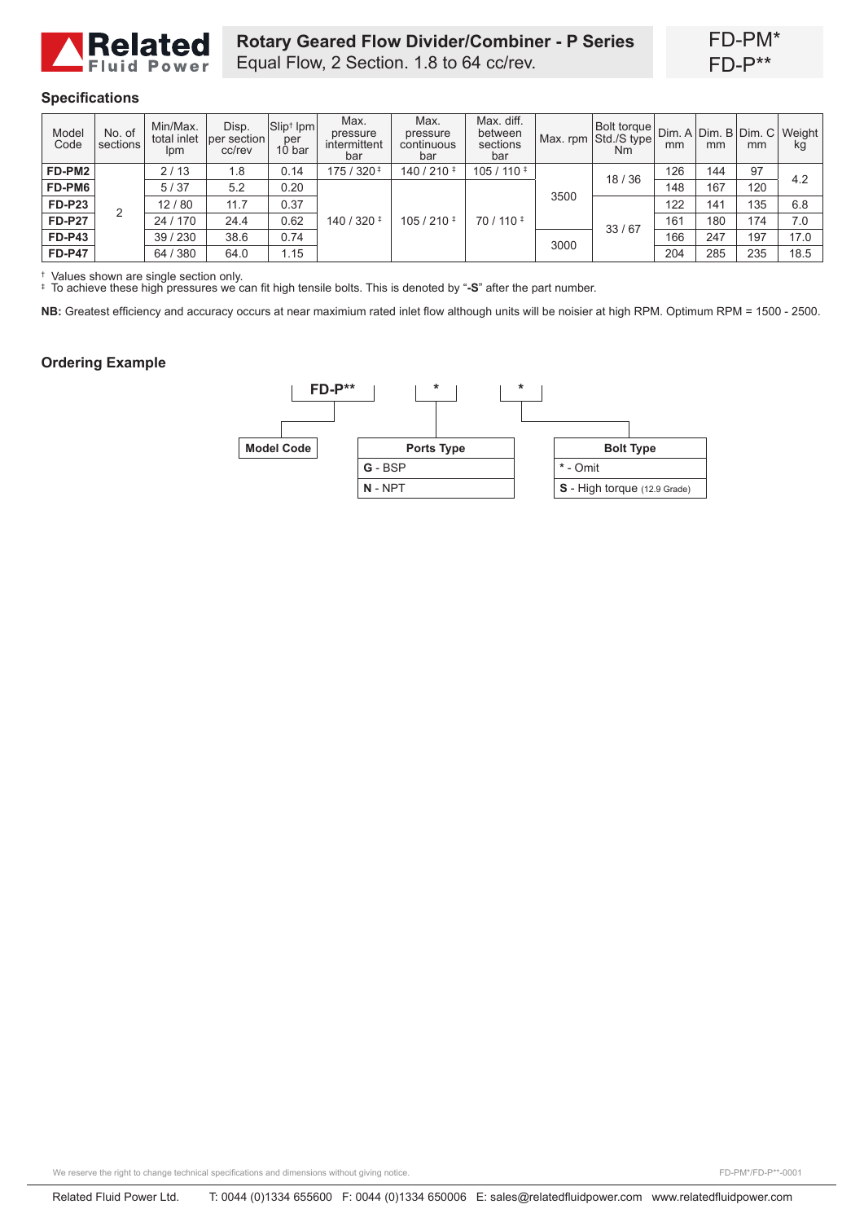# Rotary Geared Flow Divider/Combiner - P Series

Equal Flow, 2 Section. 1.8 to 64 cc/rev.

FD-PM*
FD-P**

## Specifications

| Model Code | No. of sections | Min/Max. total inlet lpm | Disp. per section cc/rev | Slip† lpm per 10 bar | Max. pressure intermittent bar | Max. pressure continuous bar | Max. diff. between sections bar | Max. rpm | Bolt torque Std./S type Nm | Dim. A mm | Dim. B mm | Dim. C mm | Weight kg |
|---|---|---|---|---|---|---|---|---|---|---|---|---|---|
| **FD-PM2** | 2 | 2 / 13 | 1.8 | 0.14 | 175 / 320 ‡ | 140 / 210 ‡ | 105 / 110 ‡ | 3500 | 18 / 36 | 126 | 144 | 97 | 4.2 |
| **FD-PM6** | 2 | 5 / 37 | 5.2 | 0.20 | 140 / 320 ‡ | 105 / 210 ‡ | 70 / 110 ‡ | 3500 | 18 / 36 | 148 | 167 | 120 | 4.2 |
| **FD-P23** | 2 | 12 / 80 | 11.7 | 0.37 | 140 / 320 ‡ | 105 / 210 ‡ | 70 / 110 ‡ | 3500 | 33 / 67 | 122 | 141 | 135 | 6.8 |
| **FD-P27** | 2 | 24 / 170 | 24.4 | 0.62 | 140 / 320 ‡ | 105 / 210 ‡ | 70 / 110 ‡ | 3500 | 33 / 67 | 161 | 180 | 174 | 7.0 |
| **FD-P43** | 2 | 39 / 230 | 38.6 | 0.74 | 140 / 320 ‡ | 105 / 210 ‡ | 70 / 110 ‡ | 3000 | 33 / 67 | 166 | 247 | 197 | 17.0 |
| **FD-P47** | 2 | 64 / 380 | 64.0 | 1.15 | 140 / 320 ‡ | 105 / 210 ‡ | 70 / 110 ‡ | 3000 | 33 / 67 | 204 | 285 | 235 | 18.5 |

† Values shown are single section only.
‡ To achieve these high pressures we can fit high tensile bolts. This is denoted by "**-S**" after the part number.

**NB:** Greatest efficiency and accuracy occurs at near maximium rated inlet flow although units will be noisier at high RPM. Optimum RPM = 1500 - 2500.

## Ordering Example

**FD-P**** — * — *

**Model Code**

| Ports Type |
|---|
| **G** - BSP |
| **N** - NPT |

| Bolt Type |
|---|
| * - Omit |
| **S** - High torque (12.9 Grade) |

We reserve the right to change technical specifications and dimensions without giving notice.

FD-PM*/FD-P**-0001

Related Fluid Power Ltd. T: 0044 (0)1334 655600 F: 0044 (0)1334 650006 E: sales@relatedfluidpower.com www.relatedfluidpower.com